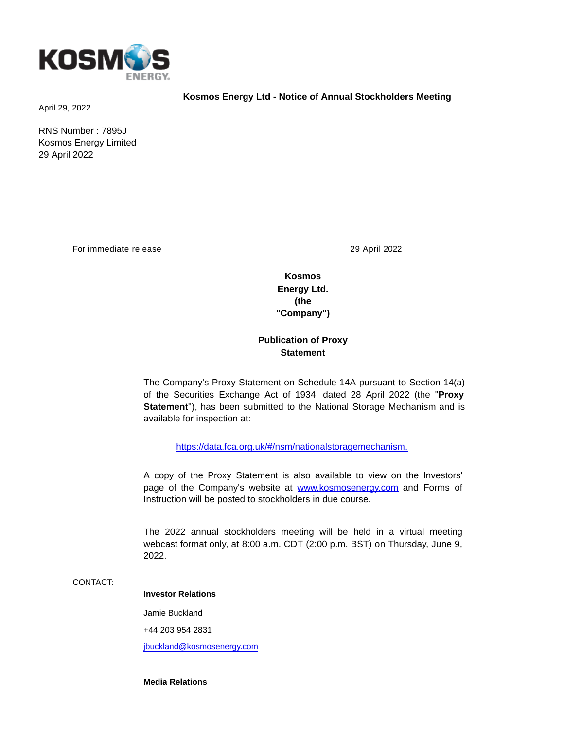**Kosmos Energy Ltd - Notice of Annual Stockholders Meeting**

April 29, 2022

RNS Number : 7895J
Kosmos Energy Limited
29 April 2022

For immediate release

29 April 2022

**Kosmos Energy Ltd. (the "Company")**

**Publication of Proxy Statement**

The Company's Proxy Statement on Schedule 14A pursuant to Section 14(a) of the Securities Exchange Act of 1934, dated 28 April 2022 (the "**Proxy Statement**"), has been submitted to the National Storage Mechanism and is available for inspection at:

https://data.fca.org.uk/#/nsm/nationalstoragemechanism.

A copy of the Proxy Statement is also available to view on the Investors' page of the Company's website at www.kosmosenergy.com and Forms of Instruction will be posted to stockholders in due course.

The 2022 annual stockholders meeting will be held in a virtual meeting webcast format only, at 8:00 a.m. CDT (2:00 p.m. BST) on Thursday, June 9, 2022.

CONTACT:

**Investor Relations**

Jamie Buckland

+44 203 954 2831

jbuckland@kosmosenergy.com

**Media Relations**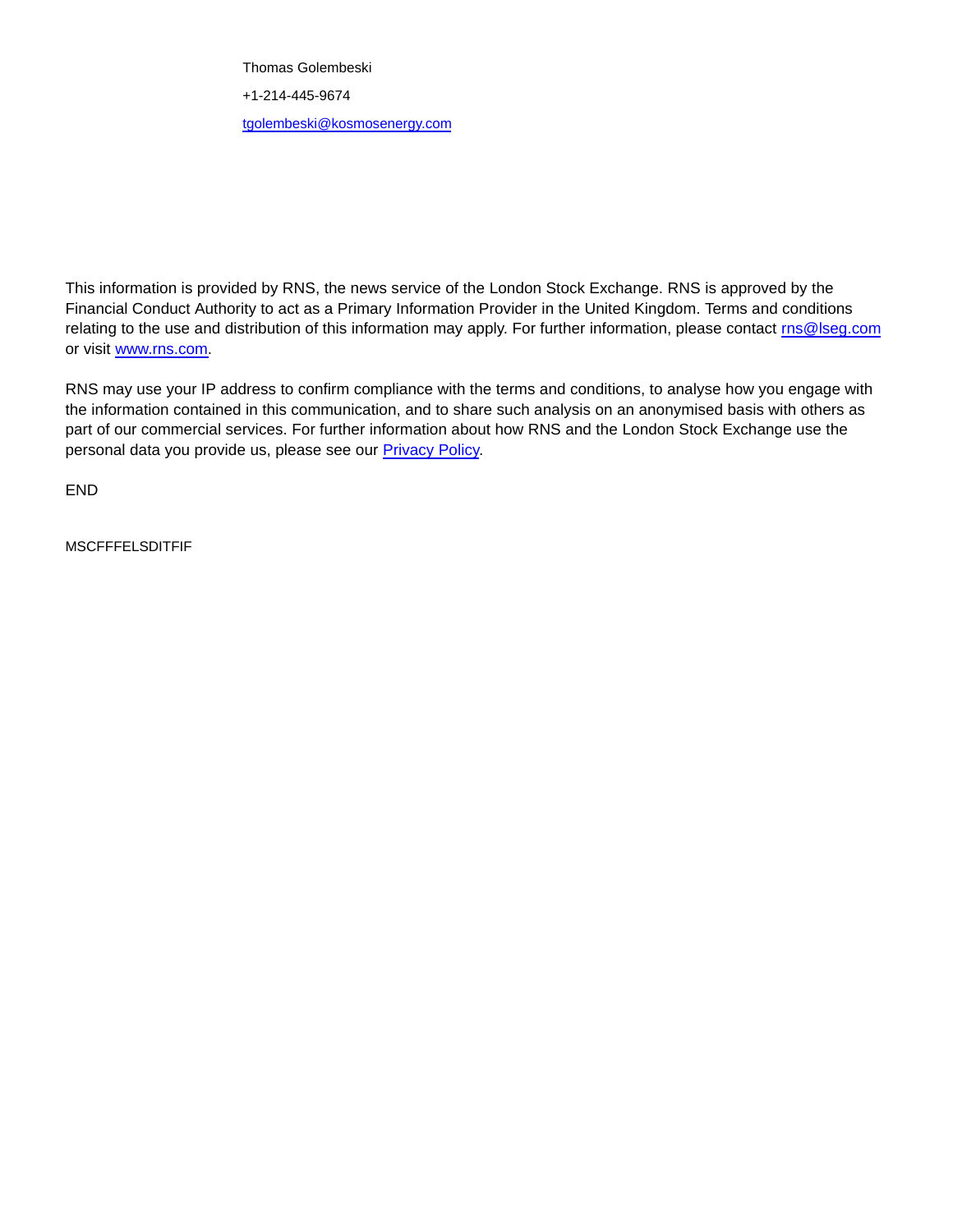Thomas Golembeski

+1-214-445-9674

tgolembeski@kosmosenergy.com

This information is provided by RNS, the news service of the London Stock Exchange. RNS is approved by the Financial Conduct Authority to act as a Primary Information Provider in the United Kingdom. Terms and conditions relating to the use and distribution of this information may apply. For further information, please contact rns@lseg.com or visit www.rns.com.

RNS may use your IP address to confirm compliance with the terms and conditions, to analyse how you engage with the information contained in this communication, and to share such analysis on an anonymised basis with others as part of our commercial services. For further information about how RNS and the London Stock Exchange use the personal data you provide us, please see our Privacy Policy.

END

MSCFFFELSDITFIF